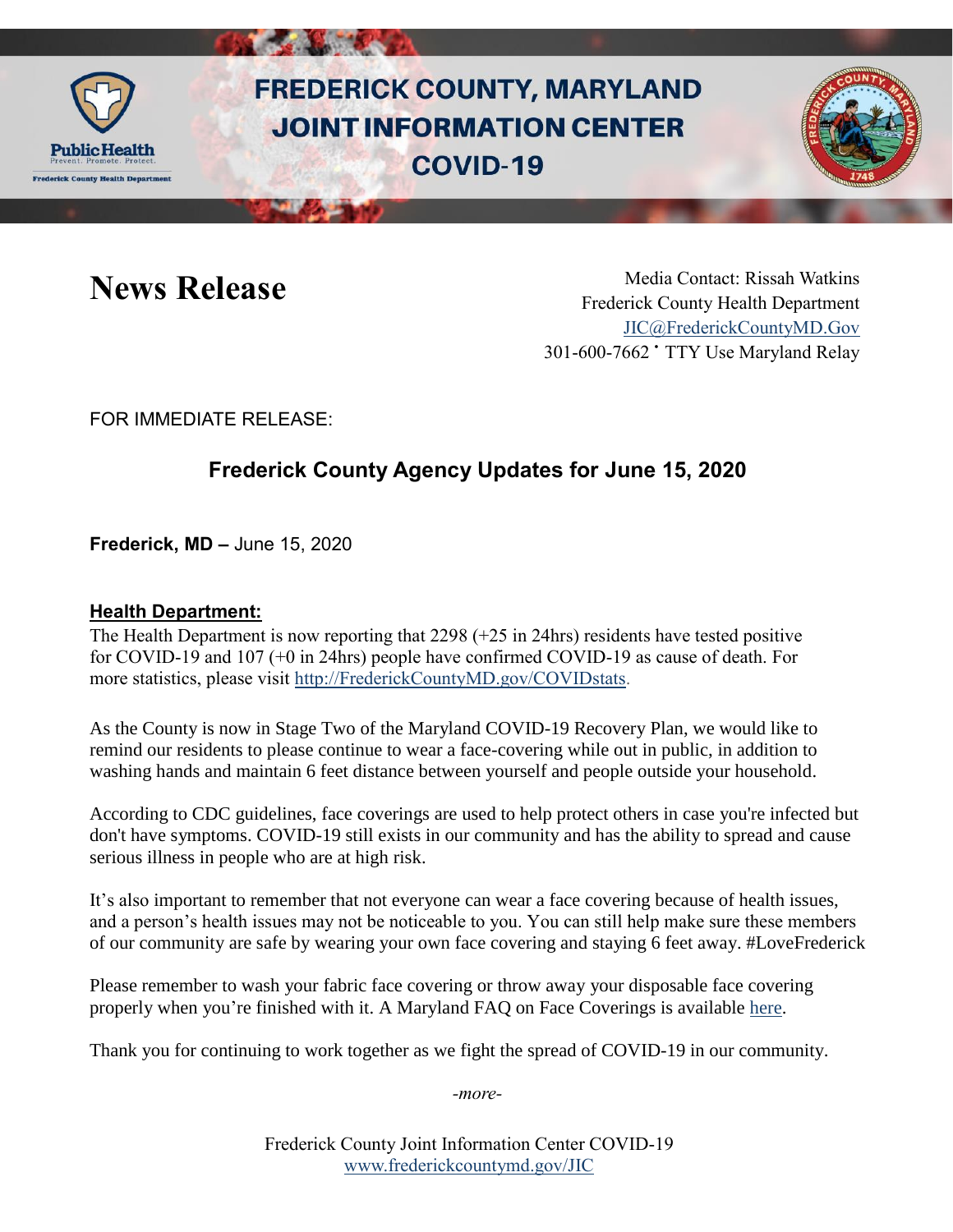# FREDERICK COUNTY, MARYLAND JOINT INFORMATION CENTER COVID-19

# News Release

Media Contact: Rissah Watkins
Frederick County Health Department
JIC@FrederickCountyMD.Gov
301-600-7662 • TTY Use Maryland Relay

FOR IMMEDIATE RELEASE:

## Frederick County Agency Updates for June 15, 2020

**Frederick, MD –** June 15, 2020

### Health Department:

The Health Department is now reporting that 2298 (+25 in 24hrs) residents have tested positive for COVID-19 and 107 (+0 in 24hrs) people have confirmed COVID-19 as cause of death. For more statistics, please visit http://FrederickCountyMD.gov/COVIDstats.

As the County is now in Stage Two of the Maryland COVID-19 Recovery Plan, we would like to remind our residents to please continue to wear a face-covering while out in public, in addition to washing hands and maintain 6 feet distance between yourself and people outside your household.

According to CDC guidelines, face coverings are used to help protect others in case you're infected but don't have symptoms. COVID-19 still exists in our community and has the ability to spread and cause serious illness in people who are at high risk.

It's also important to remember that not everyone can wear a face covering because of health issues, and a person's health issues may not be noticeable to you. You can still help make sure these members of our community are safe by wearing your own face covering and staying 6 feet away. #LoveFrederick

Please remember to wash your fabric face covering or throw away your disposable face covering properly when you're finished with it. A Maryland FAQ on Face Coverings is available here.

Thank you for continuing to work together as we fight the spread of COVID-19 in our community.

*-more-*

Frederick County Joint Information Center COVID-19
www.frederickcountymd.gov/JIC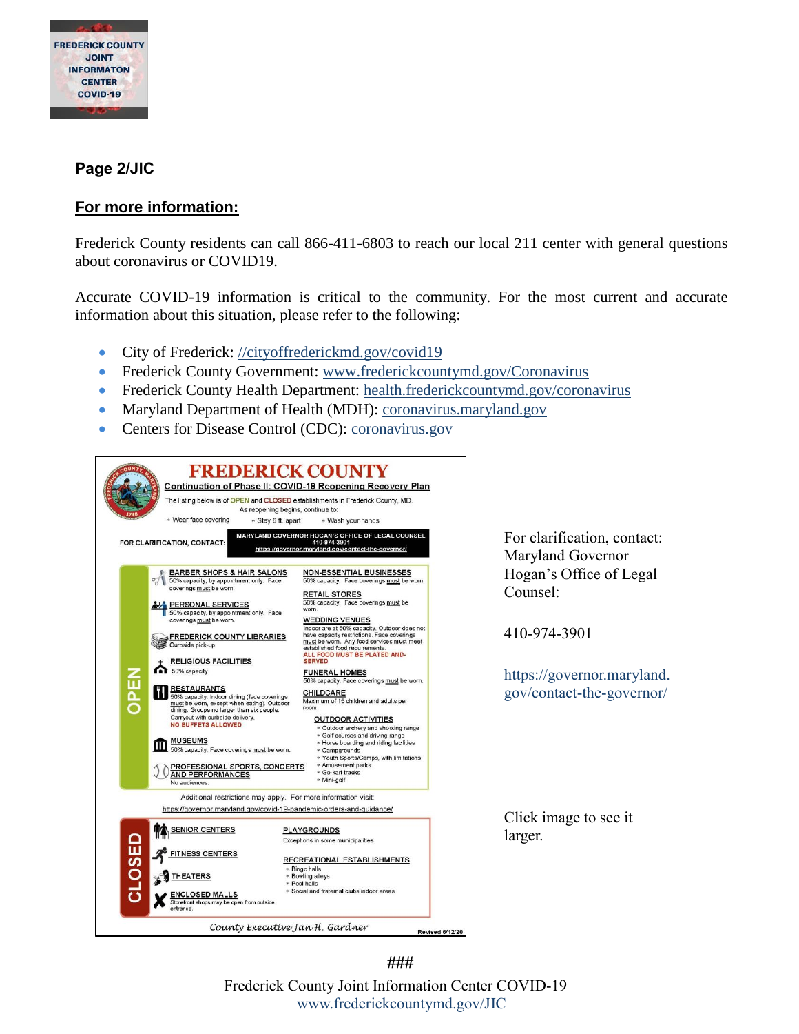FREDERICK COUNTY JOINT INFORMATON CENTER COVID-19

**Page 2/JIC**

## For more information:

Frederick County residents can call 866-411-6803 to reach our local 211 center with general questions about coronavirus or COVID19.

Accurate COVID-19 information is critical to the community. For the most current and accurate information about this situation, please refer to the following:

- City of Frederick: //cityoffrederickmd.gov/covid19
- Frederick County Government: www.frederickcountymd.gov/Coronavirus
- Frederick County Health Department: health.frederickcountymd.gov/coronavirus
- Maryland Department of Health (MDH): coronavirus.maryland.gov
- Centers for Disease Control (CDC): coronavirus.gov

# FREDERICK COUNTY

**Continuation of Phase II: COVID-19 Reopening Recovery Plan**

The listing below is of OPEN and CLOSED establishments in Frederick County, MD.
As reopening begins, continue to:

- Wear face covering
- Stay 6 ft. apart
- Wash your hands

FOR CLARIFICATION, CONTACT: MARYLAND GOVERNOR HOGAN'S OFFICE OF LEGAL COUNSEL 410-974-3901 https://governor.maryland.gov/contact-the-governor/

**OPEN**

**BARBER SHOPS & HAIR SALONS**
50% capacity, by appointment only. Face coverings must be worn.

**PERSONAL SERVICES**
50% capacity, by appointment only. Face coverings must be worn.

**FREDERICK COUNTY LIBRARIES**
Curbside pick-up

**RELIGIOUS FACILITIES**
50% capacity

**RESTAURANTS**
50% capacity. Indoor dining (face coverings must be worn, except when eating). Outdoor dining. Groups no larger than six people. Carryout with curbside delivery.
NO BUFFETS ALLOWED

**MUSEUMS**
50% capacity. Face coverings must be worn.

**PROFESSIONAL SPORTS, CONCERTS AND PERFORMANCES**
No audiences.

**NON-ESSENTIAL BUSINESSES**
50% capacity. Face coverings must be worn.

**RETAIL STORES**
50% capacity. Face coverings must be worn.

**WEDDING VENUES**
Indoor are at 50% capacity. Outdoor does not have capacity restrictions. Face coverings must be worn. Any food services must meet established food requirements.
ALL FOOD MUST BE PLATED AND-SERVED

**FUNERAL HOMES**
50% capacity. Face coverings must be worn.

**CHILDCARE**
Maximum of 15 children and adults per room.

**OUTDOOR ACTIVITIES**
- Outdoor archery and shooting range
- Golf courses and driving range
- Horse boarding and riding facilities
- Campgrounds
- Youth Sports/Camps, with limitations
- Amusement parks
- Go-kart tracks
- Mini-golf

Additional restrictions may apply. For more information visit:
https://governor.maryland.gov/covid-19-pandemic-orders-and-guidance/

**CLOSED**

**SENIOR CENTERS**

**FITNESS CENTERS**

**THEATERS**

**ENCLOSED MALLS**
Storefront shops may be open from outside entrance.

**PLAYGROUNDS**
Exceptions in some municipalities

**RECREATIONAL ESTABLISHMENTS**
- Bingo halls
- Bowling alleys
- Pool halls
- Social and fraternal clubs indoor areas

County Executive Jan H. Gardner

Revised 6/12/20

For clarification, contact: Maryland Governor Hogan's Office of Legal Counsel:

410-974-3901

https://governor.maryland.gov/contact-the-governor/

Click image to see it larger.

###

Frederick County Joint Information Center COVID-19
www.frederickcountymd.gov/JIC